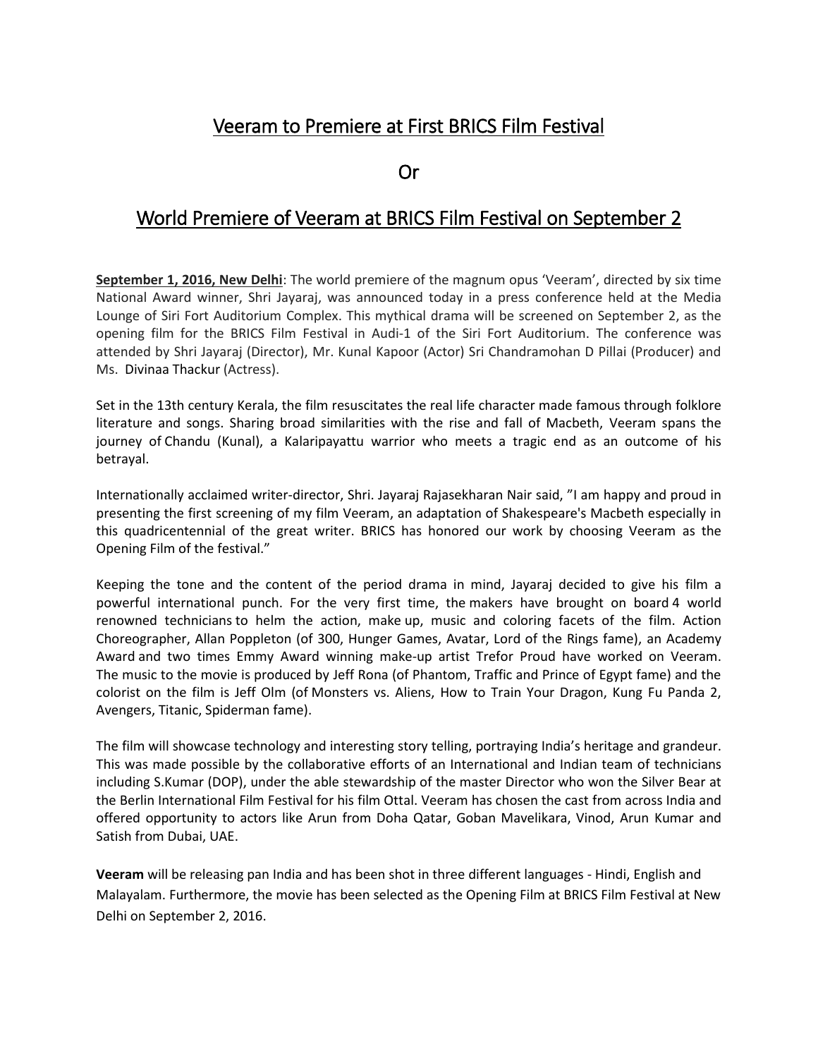# Veeram to Premiere at First BRICS Film Festival

Or

# World Premiere of Veeram at BRICS Film Festival on September 2

**September 1, 2016, New Delhi**: The world premiere of the magnum opus 'Veeram', directed by six time National Award winner, Shri Jayaraj, was announced today in a press conference held at the Media Lounge of Siri Fort Auditorium Complex. This mythical drama will be screened on September 2, as the opening film for the BRICS Film Festival in Audi-1 of the Siri Fort Auditorium. The conference was attended by Shri Jayaraj (Director), Mr. Kunal Kapoor (Actor) Sri Chandramohan D Pillai (Producer) and Ms. Divinaa Thackur (Actress).

Set in the 13th century Kerala, the film resuscitates the real life character made famous through folklore literature and songs. Sharing broad similarities with the rise and fall of Macbeth, Veeram spans the journey of Chandu (Kunal), a Kalaripayattu warrior who meets a tragic end as an outcome of his betrayal.

Internationally acclaimed writer-director, Shri. Jayaraj Rajasekharan Nair said, "I am happy and proud in presenting the first screening of my film Veeram, an adaptation of Shakespeare's Macbeth especially in this quadricentennial of the great writer. BRICS has honored our work by choosing Veeram as the Opening Film of the festival."

Keeping the tone and the content of the period drama in mind, Jayaraj decided to give his film a powerful international punch. For the very first time, the makers have brought on board 4 world renowned technicians to helm the action, make up, music and coloring facets of the film. Action Choreographer, Allan Poppleton (of 300, Hunger Games, Avatar, Lord of the Rings fame), an Academy Award and two times Emmy Award winning make-up artist Trefor Proud have worked on Veeram. The music to the movie is produced by Jeff Rona (of Phantom, Traffic and Prince of Egypt fame) and the colorist on the film is Jeff Olm (of Monsters vs. Aliens, How to Train Your Dragon, Kung Fu Panda 2, Avengers, Titanic, Spiderman fame).

The film will showcase technology and interesting story telling, portraying India's heritage and grandeur. This was made possible by the collaborative efforts of an International and Indian team of technicians including S.Kumar (DOP), under the able stewardship of the master Director who won the Silver Bear at the Berlin International Film Festival for his film Ottal. Veeram has chosen the cast from across India and offered opportunity to actors like Arun from Doha Qatar, Goban Mavelikara, Vinod, Arun Kumar and Satish from Dubai, UAE.

**Veeram** will be releasing pan India and has been shot in three different languages - Hindi, English and Malayalam. Furthermore, the movie has been selected as the Opening Film at BRICS Film Festival at New Delhi on September 2, 2016.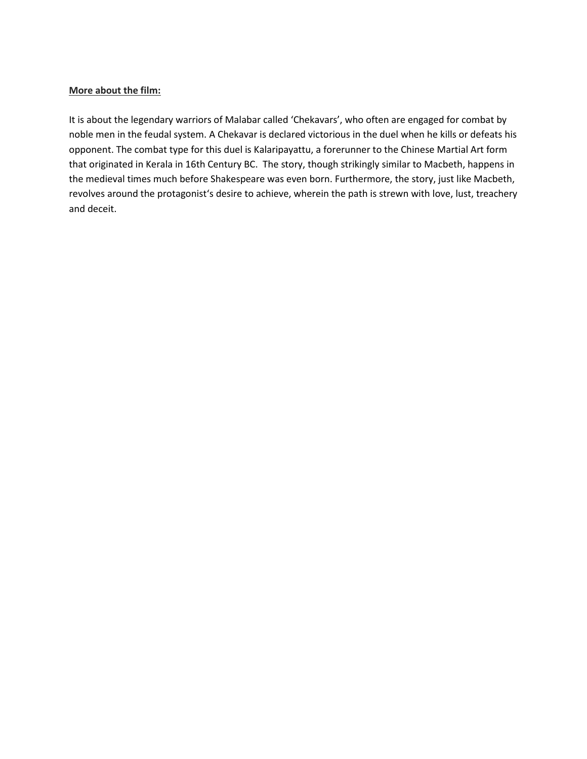**More about the film:**

It is about the legendary warriors of Malabar called 'Chekavars', who often are engaged for combat by noble men in the feudal system. A Chekavar is declared victorious in the duel when he kills or defeats his opponent. The combat type for this duel is Kalaripayattu, a forerunner to the Chinese Martial Art form that originated in Kerala in 16th Century BC. The story, though strikingly similar to Macbeth, happens in the medieval times much before Shakespeare was even born. Furthermore, the story, just like Macbeth, revolves around the protagonist's desire to achieve, wherein the path is strewn with love, lust, treachery and deceit.